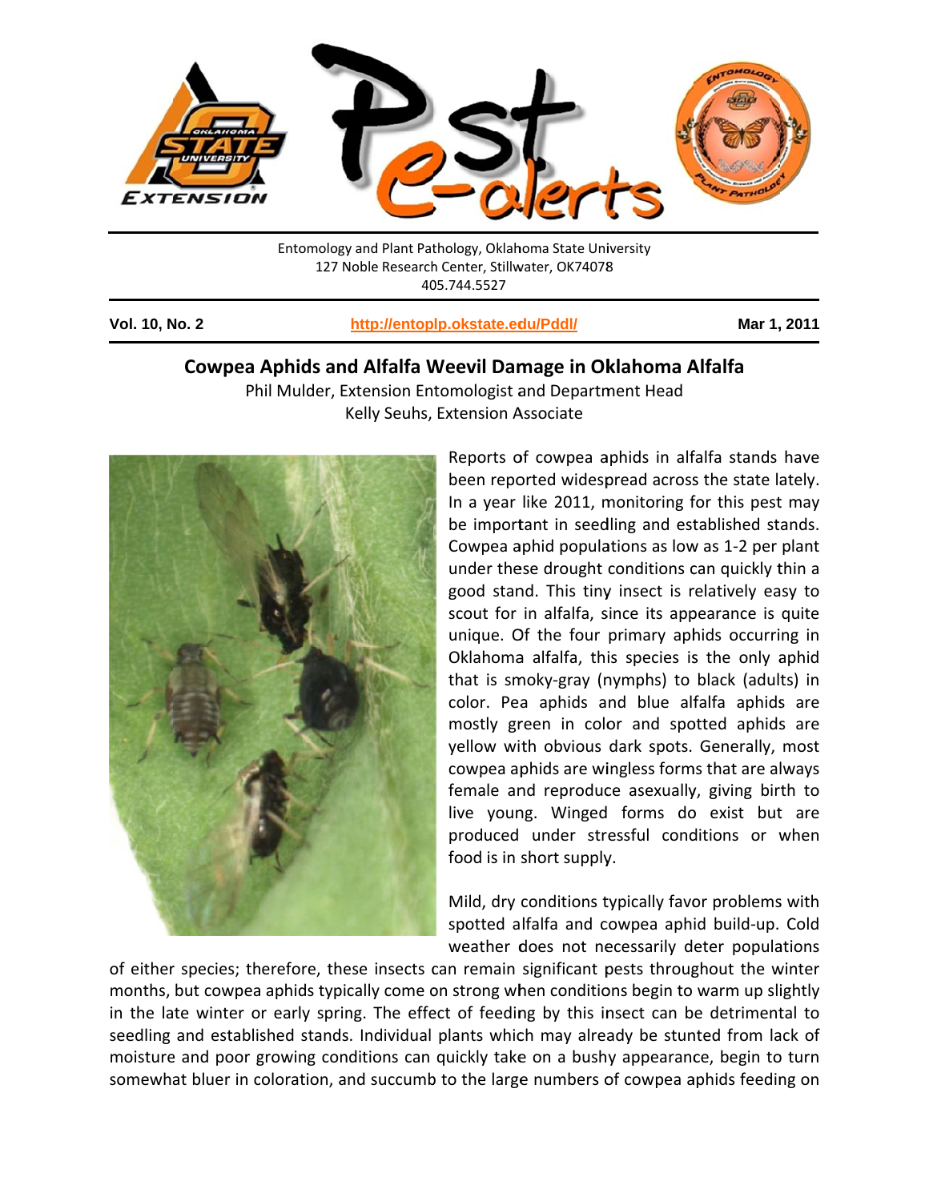Entomology and Plant Pathology, Oklahoma State University
127 Noble Research Center, Stillwater, OK74078
405.744.5527

**Vol. 10, No. 2** | **http://entoplp.okstate.edu/Pddl/** | **Mar 1, 2011**

# Cowpea Aphids and Alfalfa Weevil Damage in Oklahoma Alfalfa

Phil Mulder, Extension Entomologist and Department Head
Kelly Seuhs, Extension Associate

Reports of cowpea aphids in alfalfa stands have been reported widespread across the state lately. In a year like 2011, monitoring for this pest may be important in seedling and established stands. Cowpea aphid populations as low as 1-2 per plant under these drought conditions can quickly thin a good stand. This tiny insect is relatively easy to scout for in alfalfa, since its appearance is quite unique. Of the four primary aphids occurring in Oklahoma alfalfa, this species is the only aphid that is smoky-gray (nymphs) to black (adults) in color. Pea aphids and blue alfalfa aphids are mostly green in color and spotted aphids are yellow with obvious dark spots. Generally, most cowpea aphids are wingless forms that are always female and reproduce asexually, giving birth to live young. Winged forms do exist but are produced under stressful conditions or when food is in short supply.

Mild, dry conditions typically favor problems with spotted alfalfa and cowpea aphid build-up. Cold weather does not necessarily deter populations of either species; therefore, these insects can remain significant pests throughout the winter months, but cowpea aphids typically come on strong when conditions begin to warm up slightly in the late winter or early spring. The effect of feeding by this insect can be detrimental to seedling and established stands. Individual plants which may already be stunted from lack of moisture and poor growing conditions can quickly take on a bushy appearance, begin to turn somewhat bluer in coloration, and succumb to the large numbers of cowpea aphids feeding on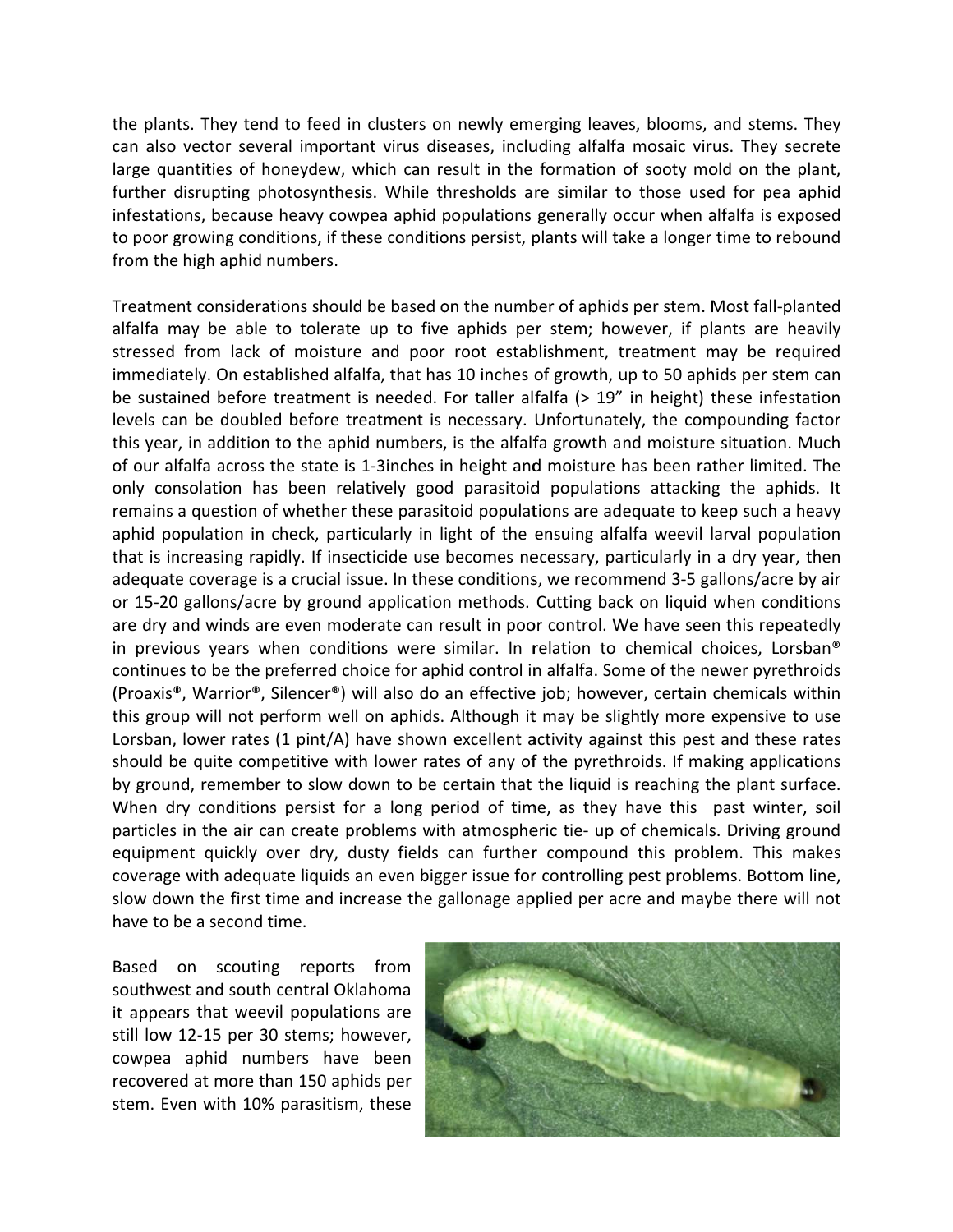the plants. They tend to feed in clusters on newly emerging leaves, blooms, and stems. They can also vector several important virus diseases, including alfalfa mosaic virus. They secrete large quantities of honeydew, which can result in the formation of sooty mold on the plant, further disrupting photosynthesis. While thresholds are similar to those used for pea aphid infestations, because heavy cowpea aphid populations generally occur when alfalfa is exposed to poor growing conditions, if these conditions persist, plants will take a longer time to rebound from the high aphid numbers.

Treatment considerations should be based on the number of aphids per stem. Most fall-planted alfalfa may be able to tolerate up to five aphids per stem; however, if plants are heavily stressed from lack of moisture and poor root establishment, treatment may be required immediately. On established alfalfa, that has 10 inches of growth, up to 50 aphids per stem can be sustained before treatment is needed. For taller alfalfa (> 19" in height) these infestation levels can be doubled before treatment is necessary. Unfortunately, the compounding factor this year, in addition to the aphid numbers, is the alfalfa growth and moisture situation. Much of our alfalfa across the state is 1-3inches in height and moisture has been rather limited. The only consolation has been relatively good parasitoid populations attacking the aphids. It remains a question of whether these parasitoid populations are adequate to keep such a heavy aphid population in check, particularly in light of the ensuing alfalfa weevil larval population that is increasing rapidly. If insecticide use becomes necessary, particularly in a dry year, then adequate coverage is a crucial issue. In these conditions, we recommend 3-5 gallons/acre by air or 15-20 gallons/acre by ground application methods. Cutting back on liquid when conditions are dry and winds are even moderate can result in poor control. We have seen this repeatedly in previous years when conditions were similar. In relation to chemical choices, Lorsban® continues to be the preferred choice for aphid control in alfalfa. Some of the newer pyrethroids (Proaxis®, Warrior®, Silencer®) will also do an effective job; however, certain chemicals within this group will not perform well on aphids. Although it may be slightly more expensive to use Lorsban, lower rates (1 pint/A) have shown excellent activity against this pest and these rates should be quite competitive with lower rates of any of the pyrethroids. If making applications by ground, remember to slow down to be certain that the liquid is reaching the plant surface. When dry conditions persist for a long period of time, as they have this past winter, soil particles in the air can create problems with atmospheric tie- up of chemicals. Driving ground equipment quickly over dry, dusty fields can further compound this problem. This makes coverage with adequate liquids an even bigger issue for controlling pest problems. Bottom line, slow down the first time and increase the gallonage applied per acre and maybe there will not have to be a second time.

Based on scouting reports from southwest and south central Oklahoma it appears that weevil populations are still low 12-15 per 30 stems; however, cowpea aphid numbers have been recovered at more than 150 aphids per stem. Even with 10% parasitism, these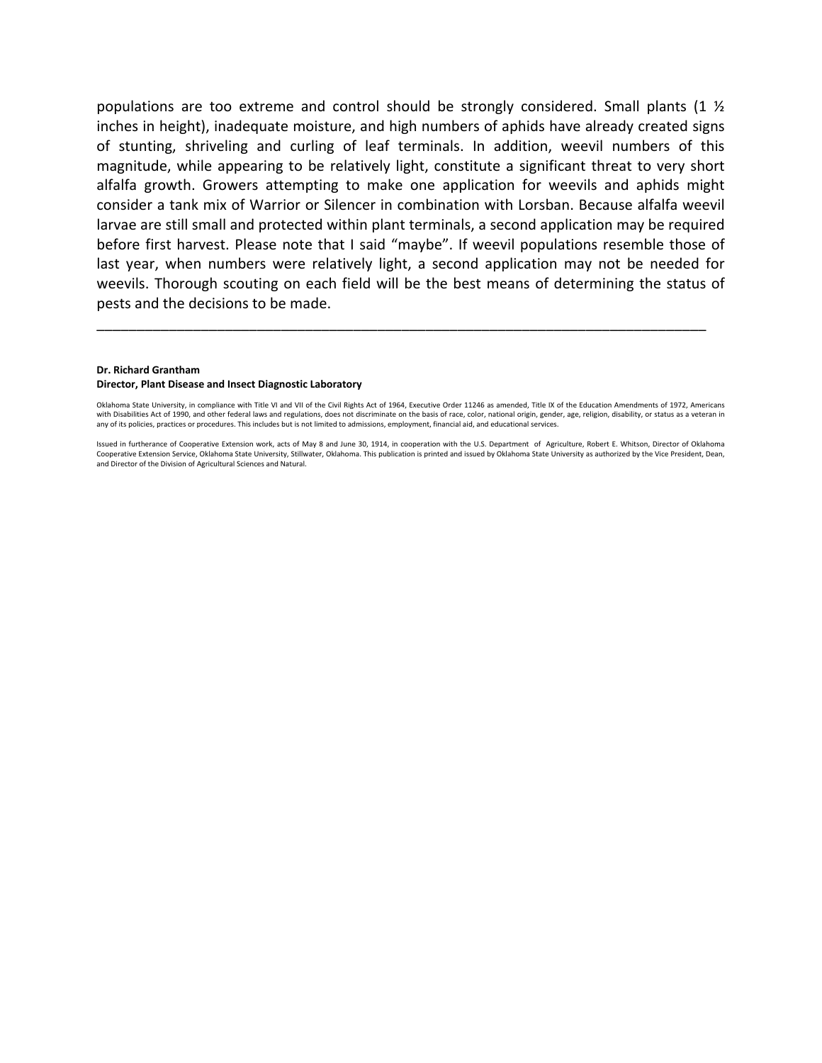populations are too extreme and control should be strongly considered. Small plants (1 ½ inches in height), inadequate moisture, and high numbers of aphids have already created signs of stunting, shriveling and curling of leaf terminals. In addition, weevil numbers of this magnitude, while appearing to be relatively light, constitute a significant threat to very short alfalfa growth. Growers attempting to make one application for weevils and aphids might consider a tank mix of Warrior or Silencer in combination with Lorsban. Because alfalfa weevil larvae are still small and protected within plant terminals, a second application may be required before first harvest. Please note that I said "maybe". If weevil populations resemble those of last year, when numbers were relatively light, a second application may not be needed for weevils. Thorough scouting on each field will be the best means of determining the status of pests and the decisions to be made.

---

**Dr. Richard Grantham**
**Director, Plant Disease and Insect Diagnostic Laboratory**

Oklahoma State University, in compliance with Title VI and VII of the Civil Rights Act of 1964, Executive Order 11246 as amended, Title IX of the Education Amendments of 1972, Americans with Disabilities Act of 1990, and other federal laws and regulations, does not discriminate on the basis of race, color, national origin, gender, age, religion, disability, or status as a veteran in any of its policies, practices or procedures. This includes but is not limited to admissions, employment, financial aid, and educational services.

Issued in furtherance of Cooperative Extension work, acts of May 8 and June 30, 1914, in cooperation with the U.S. Department of Agriculture, Robert E. Whitson, Director of Oklahoma Cooperative Extension Service, Oklahoma State University, Stillwater, Oklahoma. This publication is printed and issued by Oklahoma State University as authorized by the Vice President, Dean, and Director of the Division of Agricultural Sciences and Natural.